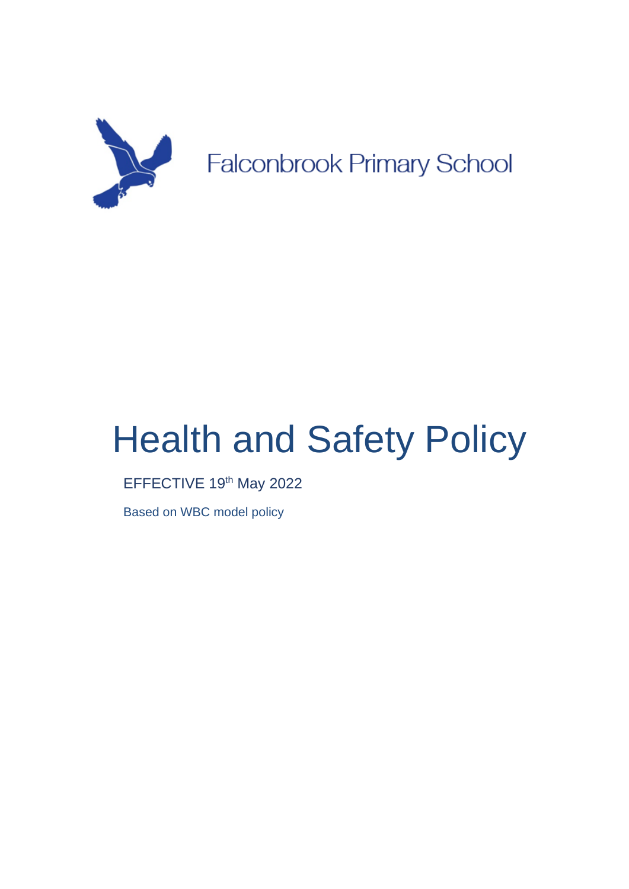Falconbrook Primary School

# Health and Safety Policy

EFFECTIVE 19th May 2022

Based on WBC model policy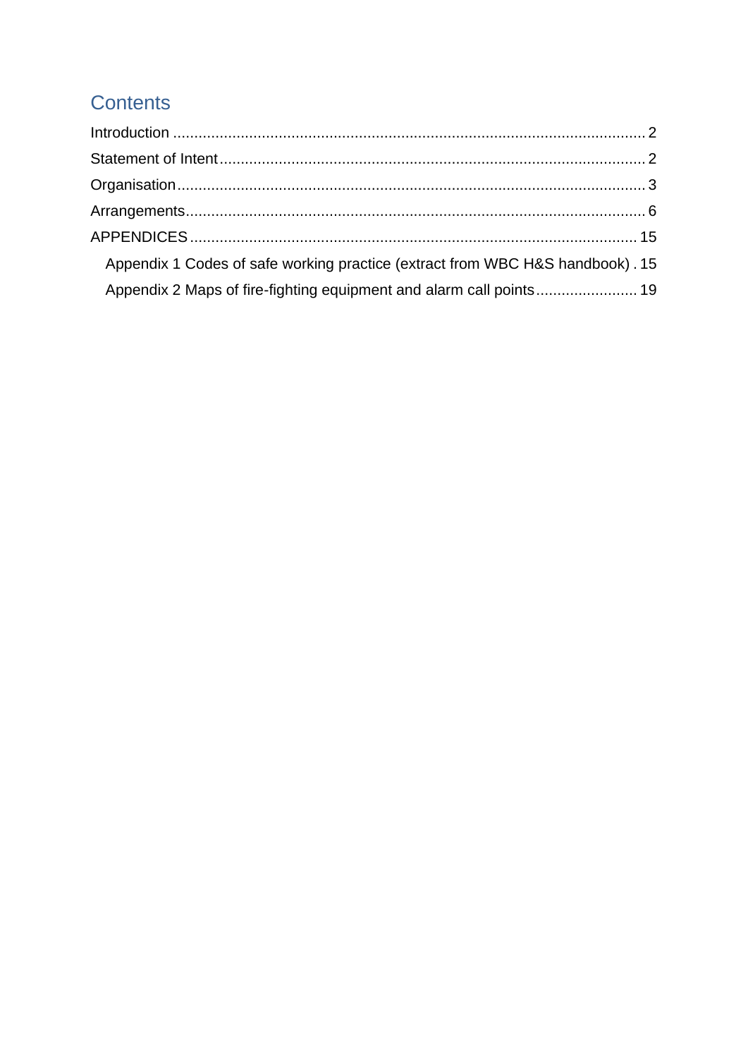# Contents

Introduction ................................................................................................................ 2

Statement of Intent .................................................................................................... 2

Organisation .............................................................................................................. 3

Arrangements ............................................................................................................ 6

APPENDICES .......................................................................................................... 15

- Appendix 1 Codes of safe working practice (extract from WBC H&S handbook) . 15
- Appendix 2 Maps of fire-fighting equipment and alarm call points ........................ 19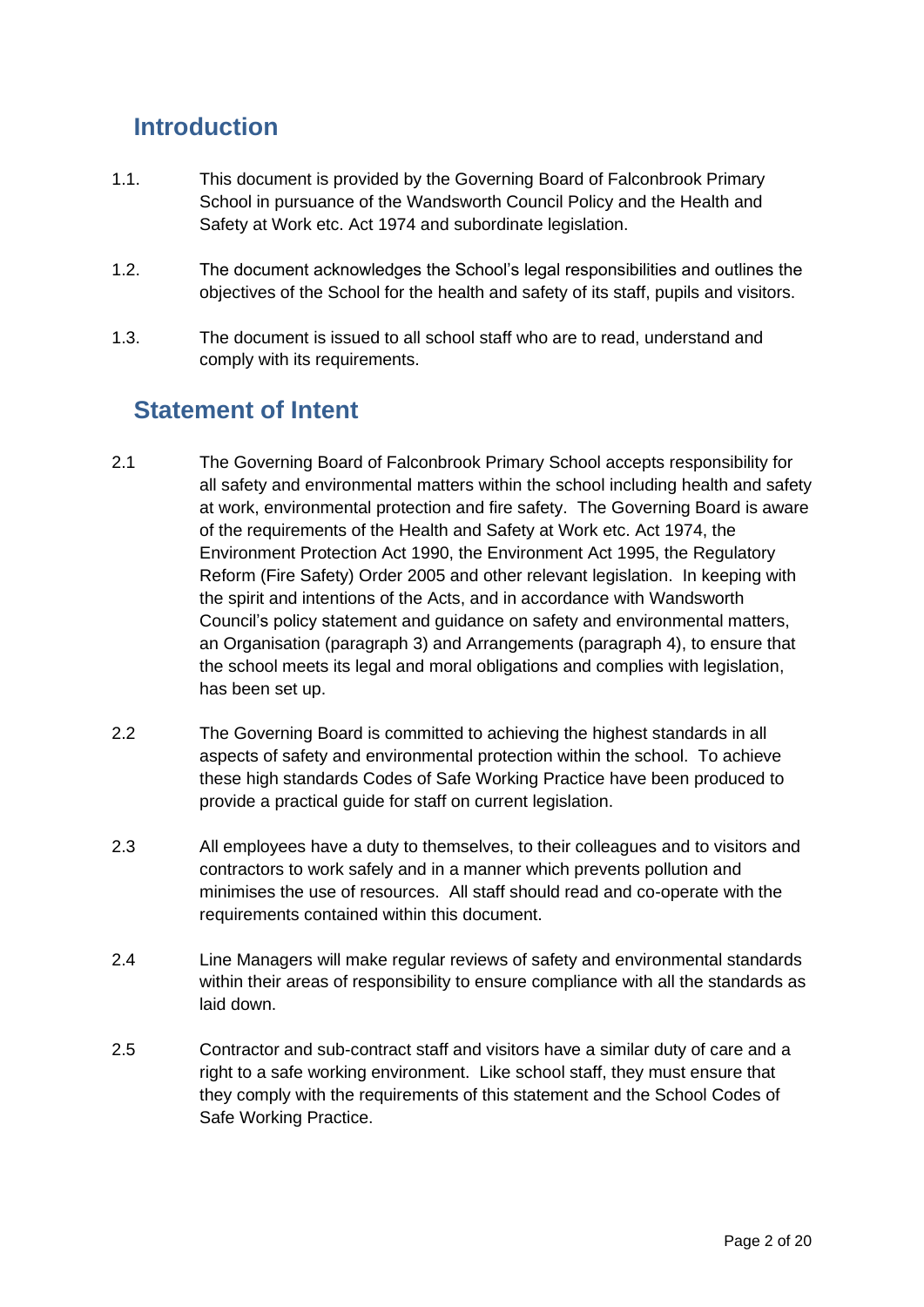## Introduction

1.1. This document is provided by the Governing Board of Falconbrook Primary School in pursuance of the Wandsworth Council Policy and the Health and Safety at Work etc. Act 1974 and subordinate legislation.

1.2. The document acknowledges the School's legal responsibilities and outlines the objectives of the School for the health and safety of its staff, pupils and visitors.

1.3. The document is issued to all school staff who are to read, understand and comply with its requirements.

## Statement of Intent

2.1 The Governing Board of Falconbrook Primary School accepts responsibility for all safety and environmental matters within the school including health and safety at work, environmental protection and fire safety. The Governing Board is aware of the requirements of the Health and Safety at Work etc. Act 1974, the Environment Protection Act 1990, the Environment Act 1995, the Regulatory Reform (Fire Safety) Order 2005 and other relevant legislation. In keeping with the spirit and intentions of the Acts, and in accordance with Wandsworth Council's policy statement and guidance on safety and environmental matters, an Organisation (paragraph 3) and Arrangements (paragraph 4), to ensure that the school meets its legal and moral obligations and complies with legislation, has been set up.

2.2 The Governing Board is committed to achieving the highest standards in all aspects of safety and environmental protection within the school. To achieve these high standards Codes of Safe Working Practice have been produced to provide a practical guide for staff on current legislation.

2.3 All employees have a duty to themselves, to their colleagues and to visitors and contractors to work safely and in a manner which prevents pollution and minimises the use of resources. All staff should read and co-operate with the requirements contained within this document.

2.4 Line Managers will make regular reviews of safety and environmental standards within their areas of responsibility to ensure compliance with all the standards as laid down.

2.5 Contractor and sub-contract staff and visitors have a similar duty of care and a right to a safe working environment. Like school staff, they must ensure that they comply with the requirements of this statement and the School Codes of Safe Working Practice.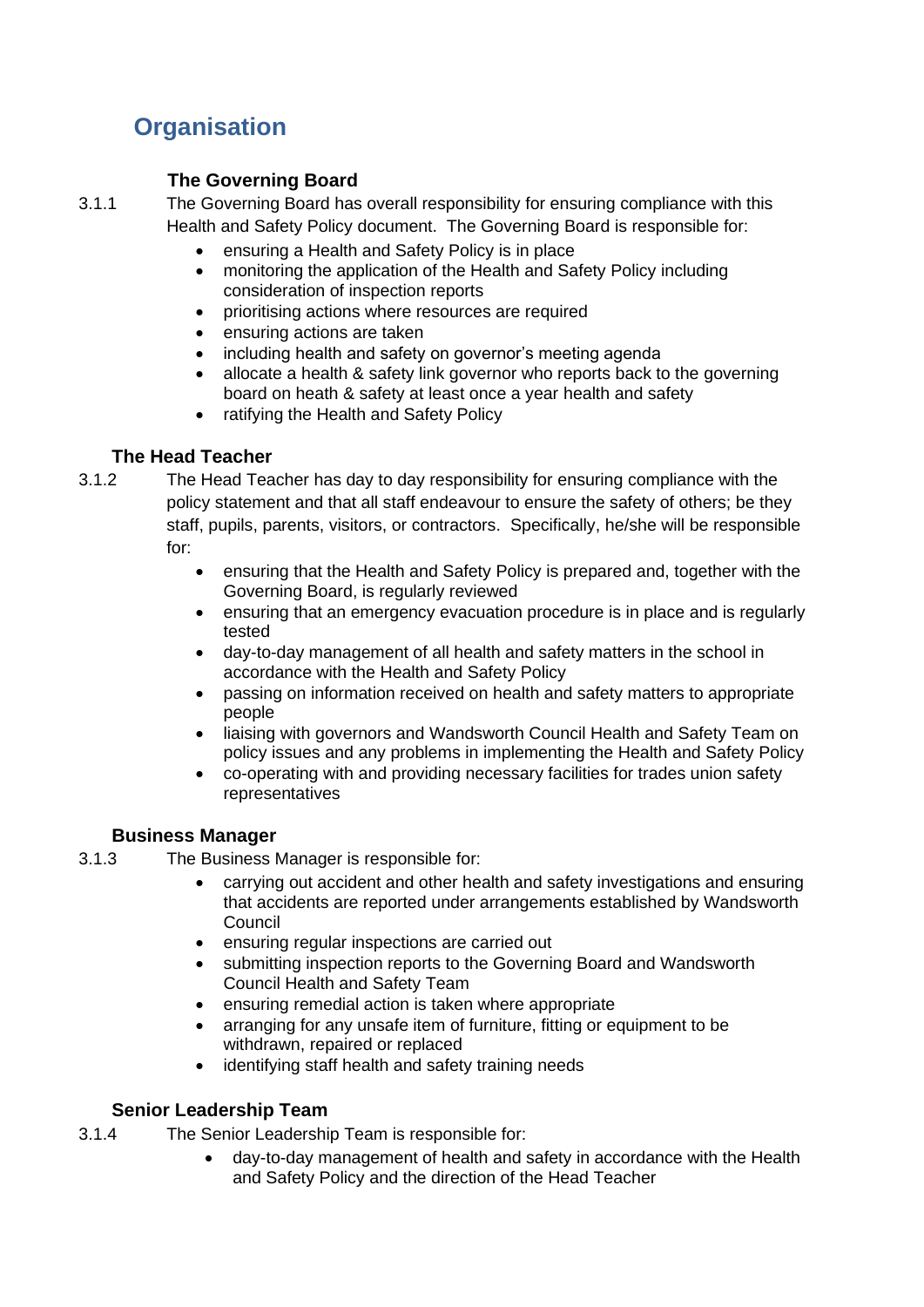# Organisation

### The Governing Board

3.1.1 The Governing Board has overall responsibility for ensuring compliance with this Health and Safety Policy document. The Governing Board is responsible for:

- ensuring a Health and Safety Policy is in place
- monitoring the application of the Health and Safety Policy including consideration of inspection reports
- prioritising actions where resources are required
- ensuring actions are taken
- including health and safety on governor's meeting agenda
- allocate a health & safety link governor who reports back to the governing board on heath & safety at least once a year health and safety
- ratifying the Health and Safety Policy

### The Head Teacher

3.1.2 The Head Teacher has day to day responsibility for ensuring compliance with the policy statement and that all staff endeavour to ensure the safety of others; be they staff, pupils, parents, visitors, or contractors. Specifically, he/she will be responsible for:

- ensuring that the Health and Safety Policy is prepared and, together with the Governing Board, is regularly reviewed
- ensuring that an emergency evacuation procedure is in place and is regularly tested
- day-to-day management of all health and safety matters in the school in accordance with the Health and Safety Policy
- passing on information received on health and safety matters to appropriate people
- liaising with governors and Wandsworth Council Health and Safety Team on policy issues and any problems in implementing the Health and Safety Policy
- co-operating with and providing necessary facilities for trades union safety representatives

### Business Manager

3.1.3 The Business Manager is responsible for:

- carrying out accident and other health and safety investigations and ensuring that accidents are reported under arrangements established by Wandsworth Council
- ensuring regular inspections are carried out
- submitting inspection reports to the Governing Board and Wandsworth Council Health and Safety Team
- ensuring remedial action is taken where appropriate
- arranging for any unsafe item of furniture, fitting or equipment to be withdrawn, repaired or replaced
- identifying staff health and safety training needs

### Senior Leadership Team

3.1.4 The Senior Leadership Team is responsible for:

- day-to-day management of health and safety in accordance with the Health and Safety Policy and the direction of the Head Teacher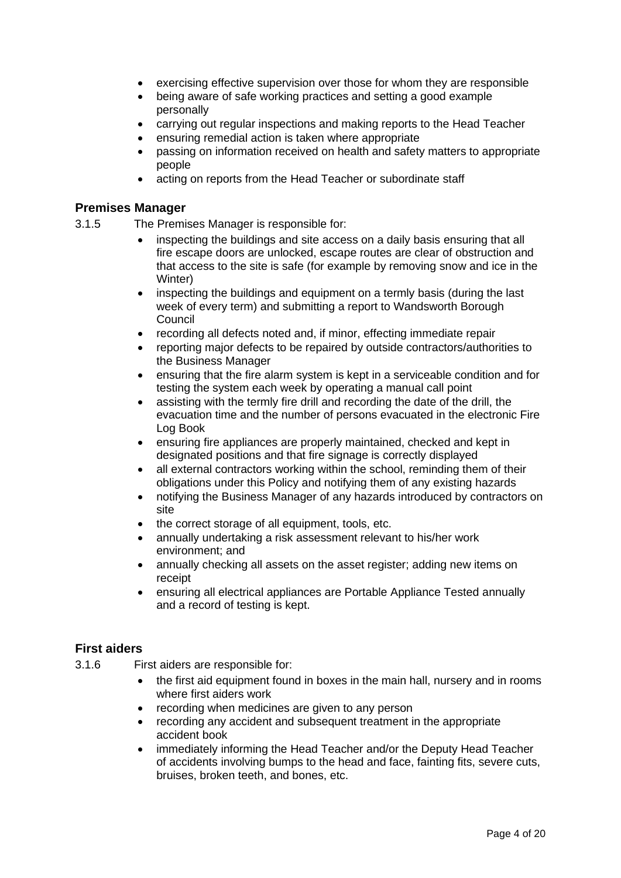- exercising effective supervision over those for whom they are responsible
- being aware of safe working practices and setting a good example personally
- carrying out regular inspections and making reports to the Head Teacher
- ensuring remedial action is taken where appropriate
- passing on information received on health and safety matters to appropriate people
- acting on reports from the Head Teacher or subordinate staff

### Premises Manager

3.1.5 The Premises Manager is responsible for:

- inspecting the buildings and site access on a daily basis ensuring that all fire escape doors are unlocked, escape routes are clear of obstruction and that access to the site is safe (for example by removing snow and ice in the Winter)
- inspecting the buildings and equipment on a termly basis (during the last week of every term) and submitting a report to Wandsworth Borough Council
- recording all defects noted and, if minor, effecting immediate repair
- reporting major defects to be repaired by outside contractors/authorities to the Business Manager
- ensuring that the fire alarm system is kept in a serviceable condition and for testing the system each week by operating a manual call point
- assisting with the termly fire drill and recording the date of the drill, the evacuation time and the number of persons evacuated in the electronic Fire Log Book
- ensuring fire appliances are properly maintained, checked and kept in designated positions and that fire signage is correctly displayed
- all external contractors working within the school, reminding them of their obligations under this Policy and notifying them of any existing hazards
- notifying the Business Manager of any hazards introduced by contractors on site
- the correct storage of all equipment, tools, etc.
- annually undertaking a risk assessment relevant to his/her work environment; and
- annually checking all assets on the asset register; adding new items on receipt
- ensuring all electrical appliances are Portable Appliance Tested annually and a record of testing is kept.

### First aiders

3.1.6 First aiders are responsible for:

- the first aid equipment found in boxes in the main hall, nursery and in rooms where first aiders work
- recording when medicines are given to any person
- recording any accident and subsequent treatment in the appropriate accident book
- immediately informing the Head Teacher and/or the Deputy Head Teacher of accidents involving bumps to the head and face, fainting fits, severe cuts, bruises, broken teeth, and bones, etc.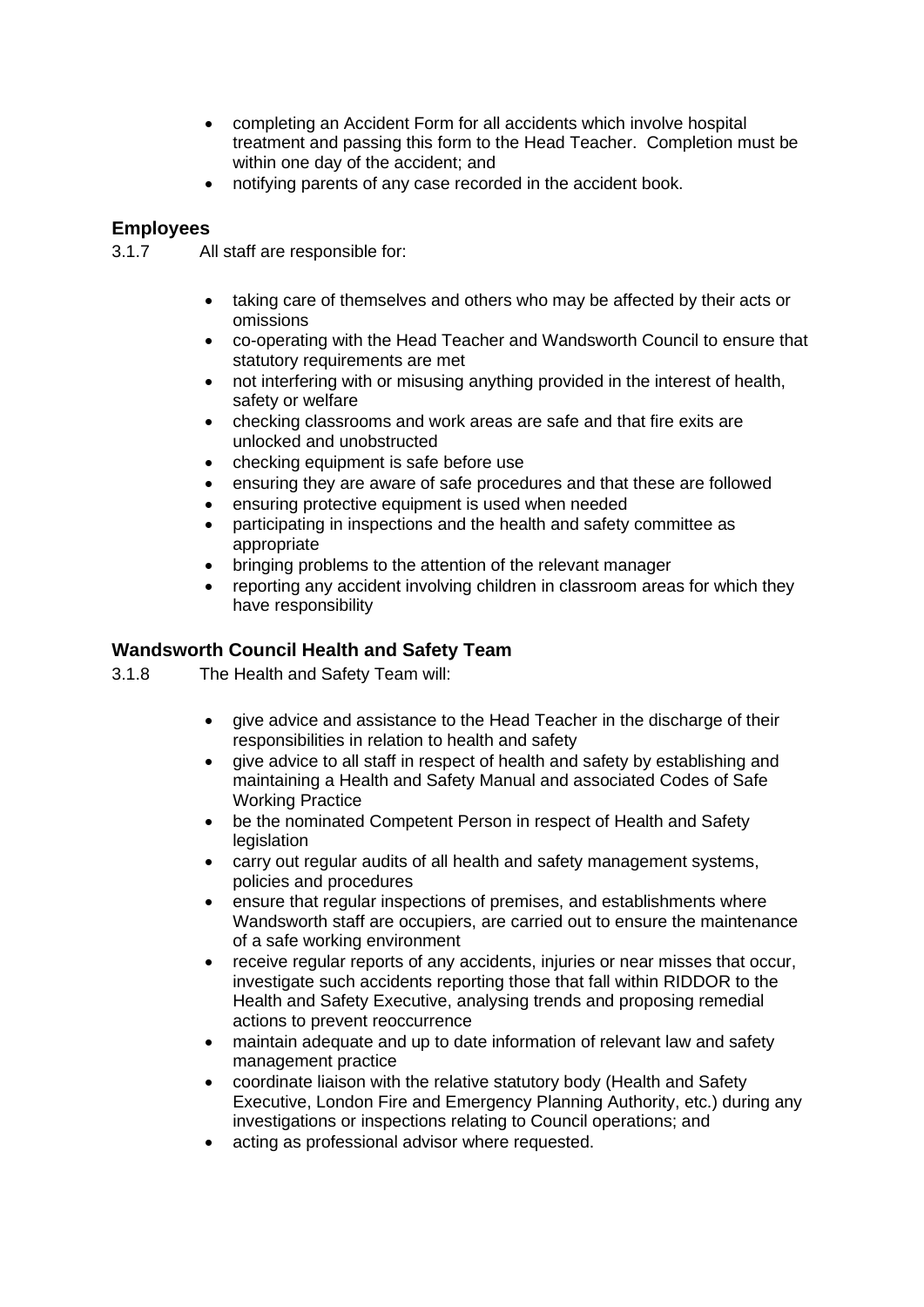- completing an Accident Form for all accidents which involve hospital treatment and passing this form to the Head Teacher. Completion must be within one day of the accident; and
- notifying parents of any case recorded in the accident book.

### Employees

3.1.7 All staff are responsible for:

- taking care of themselves and others who may be affected by their acts or omissions
- co-operating with the Head Teacher and Wandsworth Council to ensure that statutory requirements are met
- not interfering with or misusing anything provided in the interest of health, safety or welfare
- checking classrooms and work areas are safe and that fire exits are unlocked and unobstructed
- checking equipment is safe before use
- ensuring they are aware of safe procedures and that these are followed
- ensuring protective equipment is used when needed
- participating in inspections and the health and safety committee as appropriate
- bringing problems to the attention of the relevant manager
- reporting any accident involving children in classroom areas for which they have responsibility

### Wandsworth Council Health and Safety Team

3.1.8 The Health and Safety Team will:

- give advice and assistance to the Head Teacher in the discharge of their responsibilities in relation to health and safety
- give advice to all staff in respect of health and safety by establishing and maintaining a Health and Safety Manual and associated Codes of Safe Working Practice
- be the nominated Competent Person in respect of Health and Safety legislation
- carry out regular audits of all health and safety management systems, policies and procedures
- ensure that regular inspections of premises, and establishments where Wandsworth staff are occupiers, are carried out to ensure the maintenance of a safe working environment
- receive regular reports of any accidents, injuries or near misses that occur, investigate such accidents reporting those that fall within RIDDOR to the Health and Safety Executive, analysing trends and proposing remedial actions to prevent reoccurrence
- maintain adequate and up to date information of relevant law and safety management practice
- coordinate liaison with the relative statutory body (Health and Safety Executive, London Fire and Emergency Planning Authority, etc.) during any investigations or inspections relating to Council operations; and
- acting as professional advisor where requested.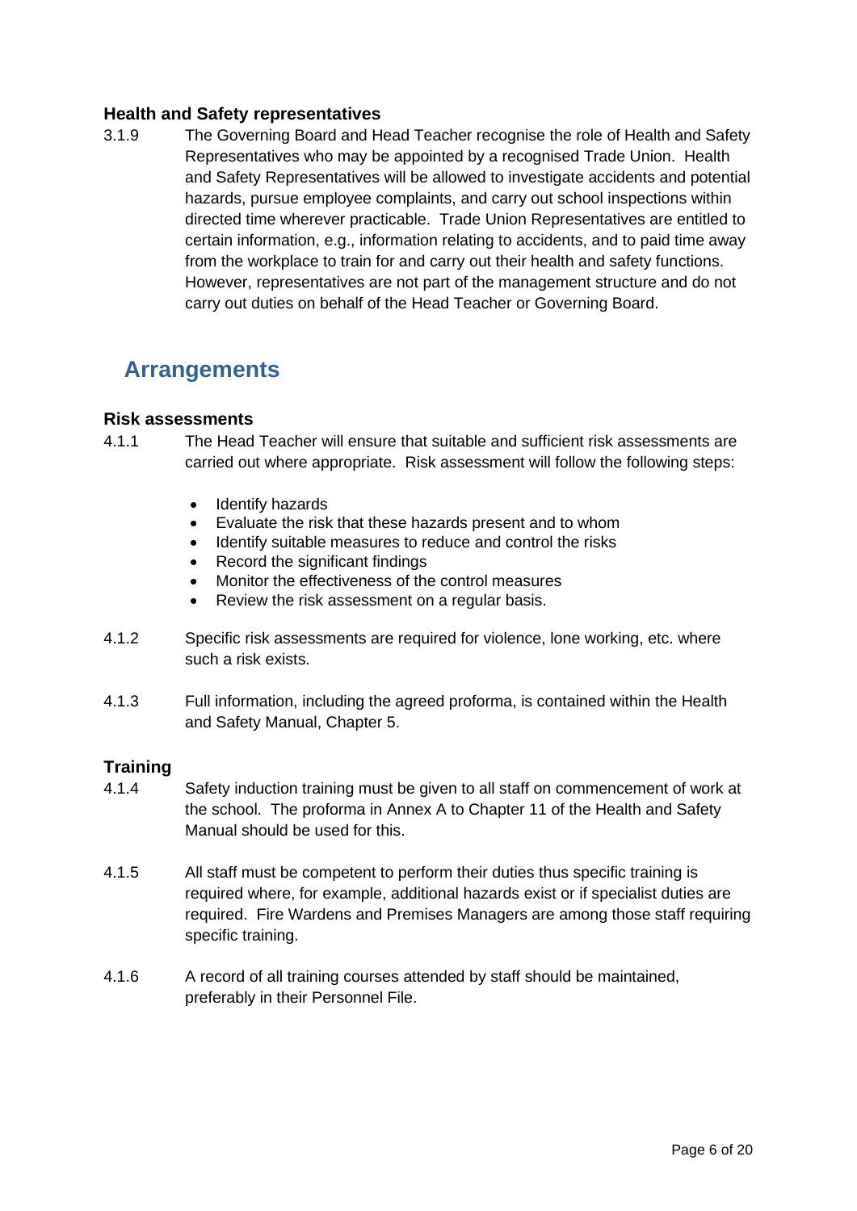### Health and Safety representatives

3.1.9 The Governing Board and Head Teacher recognise the role of Health and Safety Representatives who may be appointed by a recognised Trade Union. Health and Safety Representatives will be allowed to investigate accidents and potential hazards, pursue employee complaints, and carry out school inspections within directed time wherever practicable. Trade Union Representatives are entitled to certain information, e.g., information relating to accidents, and to paid time away from the workplace to train for and carry out their health and safety functions. However, representatives are not part of the management structure and do not carry out duties on behalf of the Head Teacher or Governing Board.

## Arrangements

### Risk assessments

4.1.1 The Head Teacher will ensure that suitable and sufficient risk assessments are carried out where appropriate. Risk assessment will follow the following steps:

- Identify hazards
- Evaluate the risk that these hazards present and to whom
- Identify suitable measures to reduce and control the risks
- Record the significant findings
- Monitor the effectiveness of the control measures
- Review the risk assessment on a regular basis.

4.1.2 Specific risk assessments are required for violence, lone working, etc. where such a risk exists.

4.1.3 Full information, including the agreed proforma, is contained within the Health and Safety Manual, Chapter 5.

### Training

4.1.4 Safety induction training must be given to all staff on commencement of work at the school. The proforma in Annex A to Chapter 11 of the Health and Safety Manual should be used for this.

4.1.5 All staff must be competent to perform their duties thus specific training is required where, for example, additional hazards exist or if specialist duties are required. Fire Wardens and Premises Managers are among those staff requiring specific training.

4.1.6 A record of all training courses attended by staff should be maintained, preferably in their Personnel File.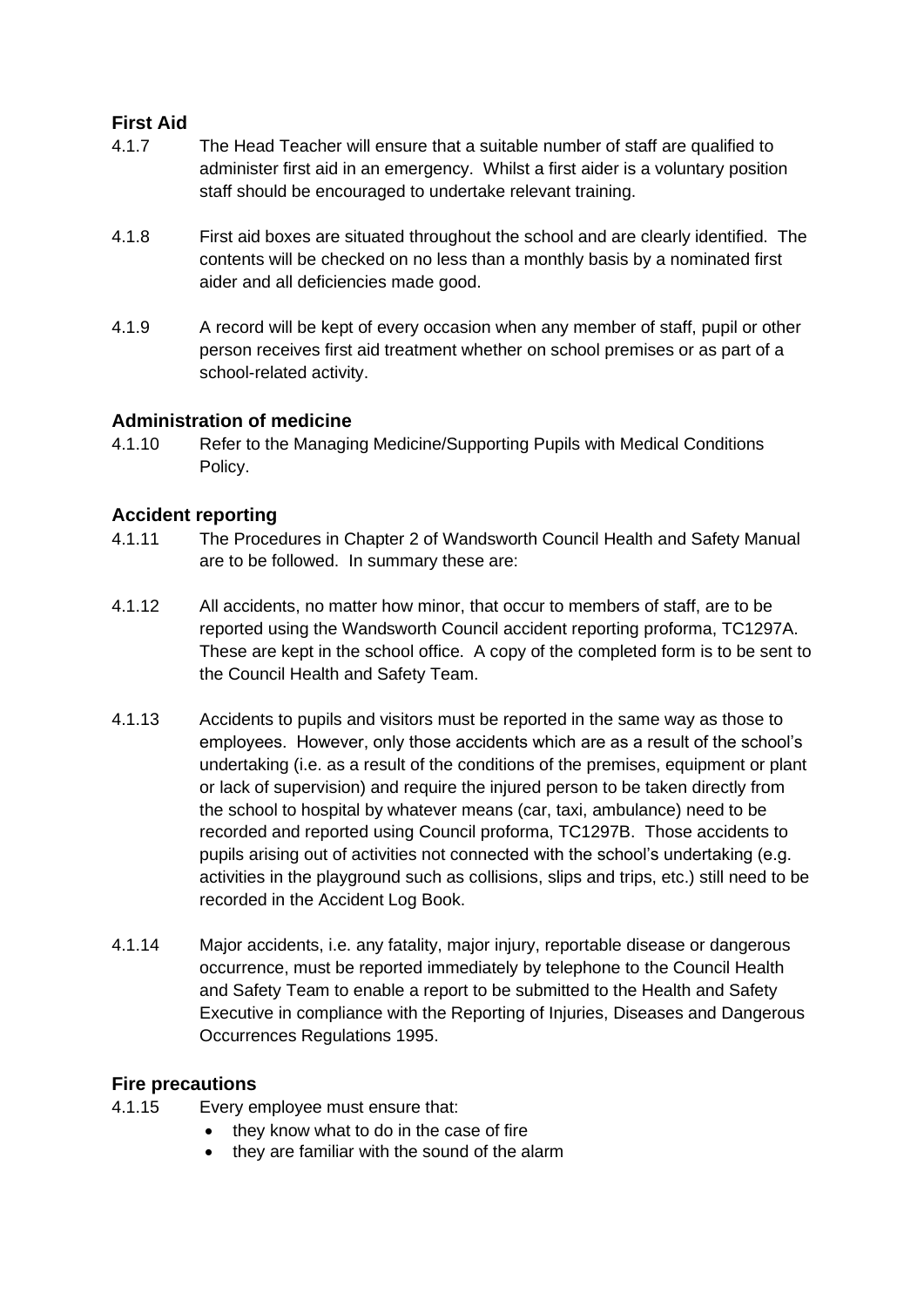### First Aid

4.1.7 The Head Teacher will ensure that a suitable number of staff are qualified to administer first aid in an emergency. Whilst a first aider is a voluntary position staff should be encouraged to undertake relevant training.

4.1.8 First aid boxes are situated throughout the school and are clearly identified. The contents will be checked on no less than a monthly basis by a nominated first aider and all deficiencies made good.

4.1.9 A record will be kept of every occasion when any member of staff, pupil or other person receives first aid treatment whether on school premises or as part of a school-related activity.

### Administration of medicine

4.1.10 Refer to the Managing Medicine/Supporting Pupils with Medical Conditions Policy.

### Accident reporting

4.1.11 The Procedures in Chapter 2 of Wandsworth Council Health and Safety Manual are to be followed. In summary these are:

4.1.12 All accidents, no matter how minor, that occur to members of staff, are to be reported using the Wandsworth Council accident reporting proforma, TC1297A. These are kept in the school office. A copy of the completed form is to be sent to the Council Health and Safety Team.

4.1.13 Accidents to pupils and visitors must be reported in the same way as those to employees. However, only those accidents which are as a result of the school's undertaking (i.e. as a result of the conditions of the premises, equipment or plant or lack of supervision) and require the injured person to be taken directly from the school to hospital by whatever means (car, taxi, ambulance) need to be recorded and reported using Council proforma, TC1297B. Those accidents to pupils arising out of activities not connected with the school's undertaking (e.g. activities in the playground such as collisions, slips and trips, etc.) still need to be recorded in the Accident Log Book.

4.1.14 Major accidents, i.e. any fatality, major injury, reportable disease or dangerous occurrence, must be reported immediately by telephone to the Council Health and Safety Team to enable a report to be submitted to the Health and Safety Executive in compliance with the Reporting of Injuries, Diseases and Dangerous Occurrences Regulations 1995.

### Fire precautions

4.1.15 Every employee must ensure that:

- they know what to do in the case of fire
- they are familiar with the sound of the alarm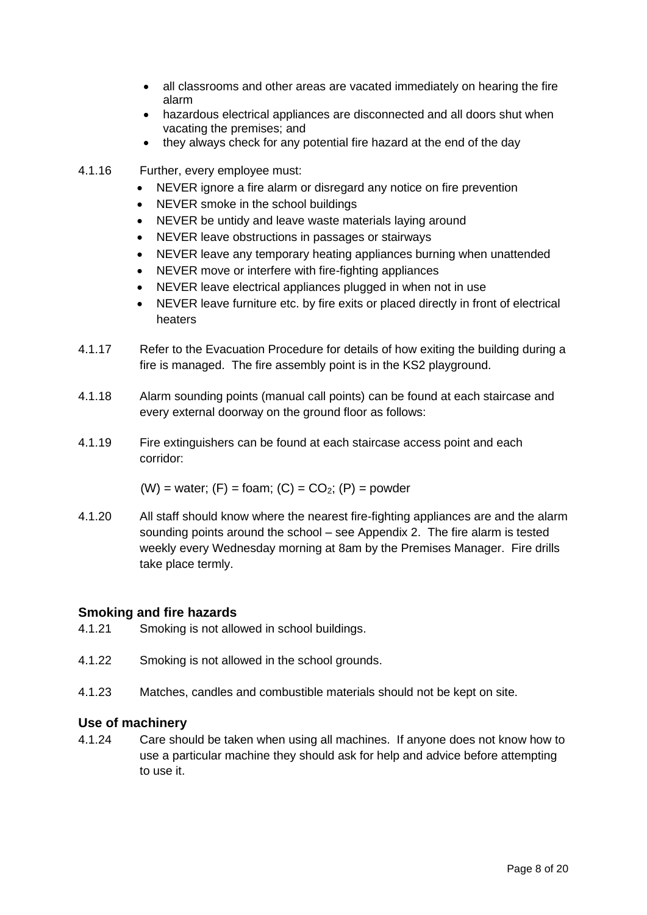- all classrooms and other areas are vacated immediately on hearing the fire alarm
- hazardous electrical appliances are disconnected and all doors shut when vacating the premises; and
- they always check for any potential fire hazard at the end of the day

4.1.16 Further, every employee must:

- NEVER ignore a fire alarm or disregard any notice on fire prevention
- NEVER smoke in the school buildings
- NEVER be untidy and leave waste materials laying around
- NEVER leave obstructions in passages or stairways
- NEVER leave any temporary heating appliances burning when unattended
- NEVER move or interfere with fire-fighting appliances
- NEVER leave electrical appliances plugged in when not in use
- NEVER leave furniture etc. by fire exits or placed directly in front of electrical heaters

4.1.17 Refer to the Evacuation Procedure for details of how exiting the building during a fire is managed. The fire assembly point is in the KS2 playground.

4.1.18 Alarm sounding points (manual call points) can be found at each staircase and every external doorway on the ground floor as follows:

4.1.19 Fire extinguishers can be found at each staircase access point and each corridor:

(W) = water; (F) = foam; (C) = $CO_2$; (P) = powder

4.1.20 All staff should know where the nearest fire-fighting appliances are and the alarm sounding points around the school – see Appendix 2. The fire alarm is tested weekly every Wednesday morning at 8am by the Premises Manager. Fire drills take place termly.

### Smoking and fire hazards

4.1.21 Smoking is not allowed in school buildings.

4.1.22 Smoking is not allowed in the school grounds.

4.1.23 Matches, candles and combustible materials should not be kept on site.

### Use of machinery

4.1.24 Care should be taken when using all machines. If anyone does not know how to use a particular machine they should ask for help and advice before attempting to use it.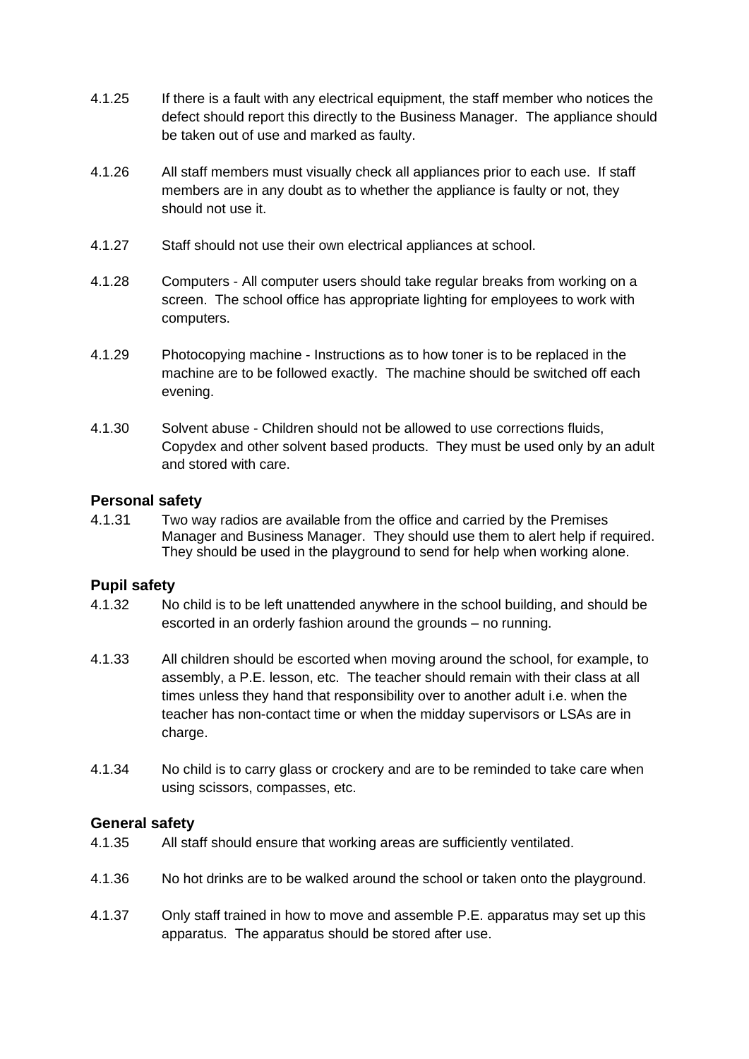4.1.25 If there is a fault with any electrical equipment, the staff member who notices the defect should report this directly to the Business Manager. The appliance should be taken out of use and marked as faulty.

4.1.26 All staff members must visually check all appliances prior to each use. If staff members are in any doubt as to whether the appliance is faulty or not, they should not use it.

4.1.27 Staff should not use their own electrical appliances at school.

4.1.28 Computers - All computer users should take regular breaks from working on a screen. The school office has appropriate lighting for employees to work with computers.

4.1.29 Photocopying machine - Instructions as to how toner is to be replaced in the machine are to be followed exactly. The machine should be switched off each evening.

4.1.30 Solvent abuse - Children should not be allowed to use corrections fluids, Copydex and other solvent based products. They must be used only by an adult and stored with care.

### Personal safety

4.1.31 Two way radios are available from the office and carried by the Premises Manager and Business Manager. They should use them to alert help if required. They should be used in the playground to send for help when working alone.

### Pupil safety

4.1.32 No child is to be left unattended anywhere in the school building, and should be escorted in an orderly fashion around the grounds – no running.

4.1.33 All children should be escorted when moving around the school, for example, to assembly, a P.E. lesson, etc. The teacher should remain with their class at all times unless they hand that responsibility over to another adult i.e. when the teacher has non-contact time or when the midday supervisors or LSAs are in charge.

4.1.34 No child is to carry glass or crockery and are to be reminded to take care when using scissors, compasses, etc.

### General safety

4.1.35 All staff should ensure that working areas are sufficiently ventilated.

4.1.36 No hot drinks are to be walked around the school or taken onto the playground.

4.1.37 Only staff trained in how to move and assemble P.E. apparatus may set up this apparatus. The apparatus should be stored after use.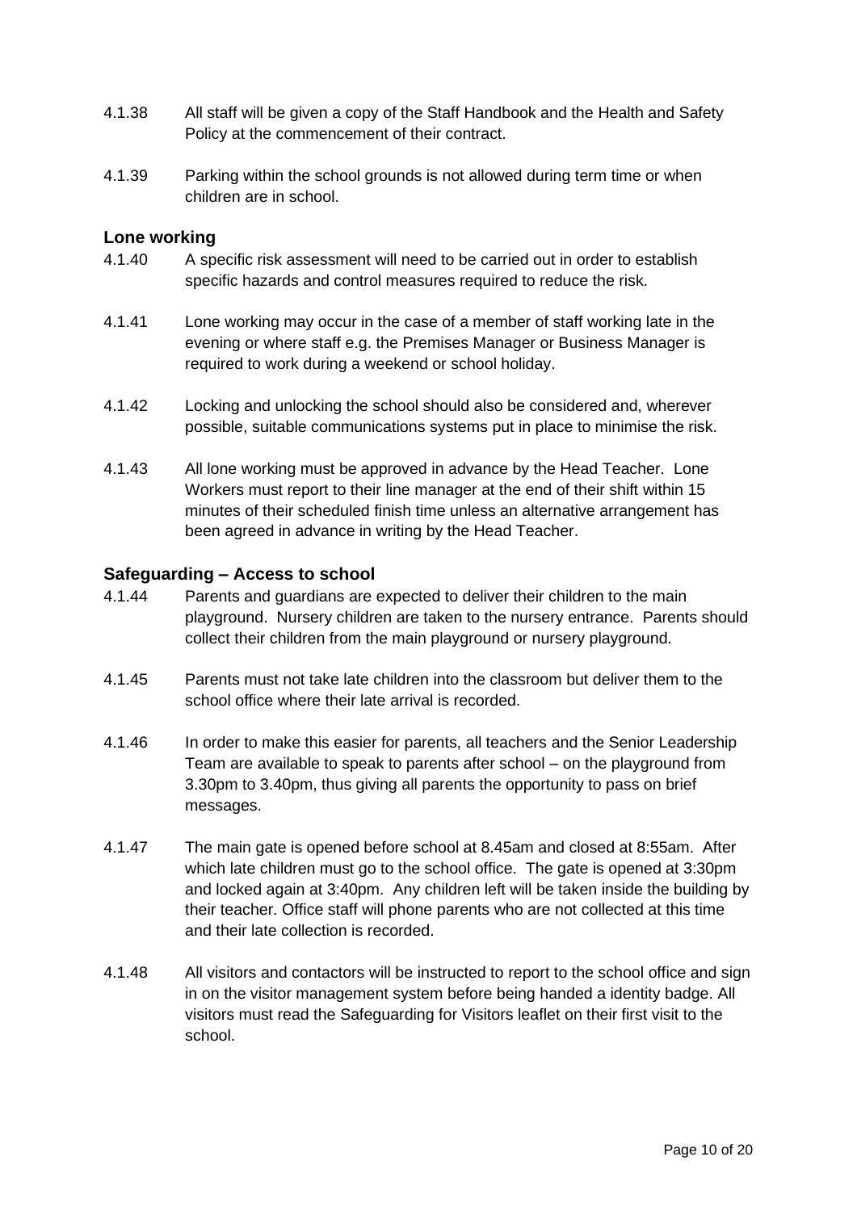4.1.38 All staff will be given a copy of the Staff Handbook and the Health and Safety Policy at the commencement of their contract.

4.1.39 Parking within the school grounds is not allowed during term time or when children are in school.

### Lone working

4.1.40 A specific risk assessment will need to be carried out in order to establish specific hazards and control measures required to reduce the risk.

4.1.41 Lone working may occur in the case of a member of staff working late in the evening or where staff e.g. the Premises Manager or Business Manager is required to work during a weekend or school holiday.

4.1.42 Locking and unlocking the school should also be considered and, wherever possible, suitable communications systems put in place to minimise the risk.

4.1.43 All lone working must be approved in advance by the Head Teacher. Lone Workers must report to their line manager at the end of their shift within 15 minutes of their scheduled finish time unless an alternative arrangement has been agreed in advance in writing by the Head Teacher.

### Safeguarding – Access to school

4.1.44 Parents and guardians are expected to deliver their children to the main playground. Nursery children are taken to the nursery entrance. Parents should collect their children from the main playground or nursery playground.

4.1.45 Parents must not take late children into the classroom but deliver them to the school office where their late arrival is recorded.

4.1.46 In order to make this easier for parents, all teachers and the Senior Leadership Team are available to speak to parents after school – on the playground from 3.30pm to 3.40pm, thus giving all parents the opportunity to pass on brief messages.

4.1.47 The main gate is opened before school at 8.45am and closed at 8:55am. After which late children must go to the school office. The gate is opened at 3:30pm and locked again at 3:40pm. Any children left will be taken inside the building by their teacher. Office staff will phone parents who are not collected at this time and their late collection is recorded.

4.1.48 All visitors and contactors will be instructed to report to the school office and sign in on the visitor management system before being handed a identity badge. All visitors must read the Safeguarding for Visitors leaflet on their first visit to the school.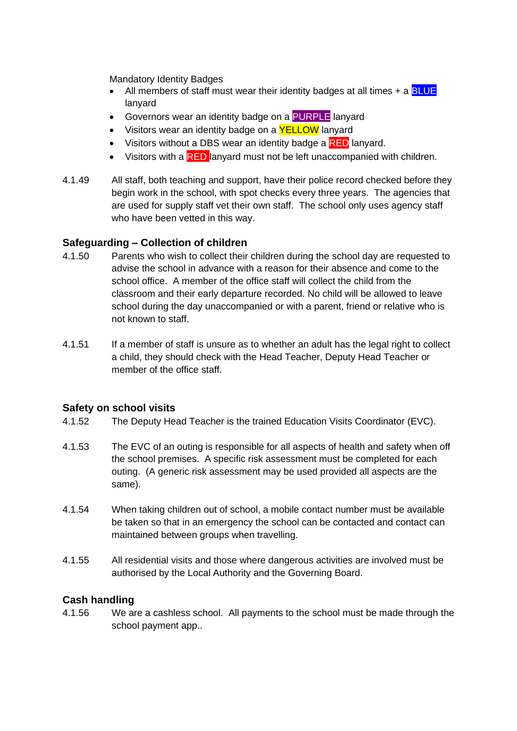Mandatory Identity Badges

- All members of staff must wear their identity badges at all times + a BLUE lanyard
- Governors wear an identity badge on a PURPLE lanyard
- Visitors wear an identity badge on a YELLOW lanyard
- Visitors without a DBS wear an identity badge a RED lanyard.
- Visitors with a RED lanyard must not be left unaccompanied with children.

4.1.49 All staff, both teaching and support, have their police record checked before they begin work in the school, with spot checks every three years. The agencies that are used for supply staff vet their own staff. The school only uses agency staff who have been vetted in this way.

### Safeguarding – Collection of children

4.1.50 Parents who wish to collect their children during the school day are requested to advise the school in advance with a reason for their absence and come to the school office. A member of the office staff will collect the child from the classroom and their early departure recorded. No child will be allowed to leave school during the day unaccompanied or with a parent, friend or relative who is not known to staff.

4.1.51 If a member of staff is unsure as to whether an adult has the legal right to collect a child, they should check with the Head Teacher, Deputy Head Teacher or member of the office staff.

### Safety on school visits

4.1.52 The Deputy Head Teacher is the trained Education Visits Coordinator (EVC).

4.1.53 The EVC of an outing is responsible for all aspects of health and safety when off the school premises. A specific risk assessment must be completed for each outing. (A generic risk assessment may be used provided all aspects are the same).

4.1.54 When taking children out of school, a mobile contact number must be available be taken so that in an emergency the school can be contacted and contact can maintained between groups when travelling.

4.1.55 All residential visits and those where dangerous activities are involved must be authorised by the Local Authority and the Governing Board.

### Cash handling

4.1.56 We are a cashless school. All payments to the school must be made through the school payment app..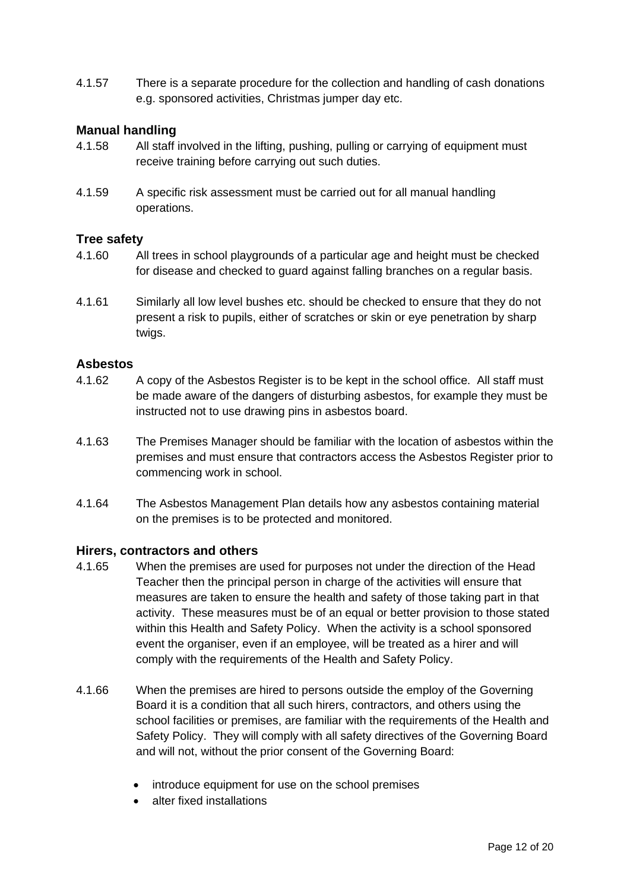4.1.57 There is a separate procedure for the collection and handling of cash donations e.g. sponsored activities, Christmas jumper day etc.

### Manual handling

4.1.58 All staff involved in the lifting, pushing, pulling or carrying of equipment must receive training before carrying out such duties.

4.1.59 A specific risk assessment must be carried out for all manual handling operations.

### Tree safety

4.1.60 All trees in school playgrounds of a particular age and height must be checked for disease and checked to guard against falling branches on a regular basis.

4.1.61 Similarly all low level bushes etc. should be checked to ensure that they do not present a risk to pupils, either of scratches or skin or eye penetration by sharp twigs.

### Asbestos

4.1.62 A copy of the Asbestos Register is to be kept in the school office. All staff must be made aware of the dangers of disturbing asbestos, for example they must be instructed not to use drawing pins in asbestos board.

4.1.63 The Premises Manager should be familiar with the location of asbestos within the premises and must ensure that contractors access the Asbestos Register prior to commencing work in school.

4.1.64 The Asbestos Management Plan details how any asbestos containing material on the premises is to be protected and monitored.

### Hirers, contractors and others

4.1.65 When the premises are used for purposes not under the direction of the Head Teacher then the principal person in charge of the activities will ensure that measures are taken to ensure the health and safety of those taking part in that activity. These measures must be of an equal or better provision to those stated within this Health and Safety Policy. When the activity is a school sponsored event the organiser, even if an employee, will be treated as a hirer and will comply with the requirements of the Health and Safety Policy.

4.1.66 When the premises are hired to persons outside the employ of the Governing Board it is a condition that all such hirers, contractors, and others using the school facilities or premises, are familiar with the requirements of the Health and Safety Policy. They will comply with all safety directives of the Governing Board and will not, without the prior consent of the Governing Board:

- introduce equipment for use on the school premises
- alter fixed installations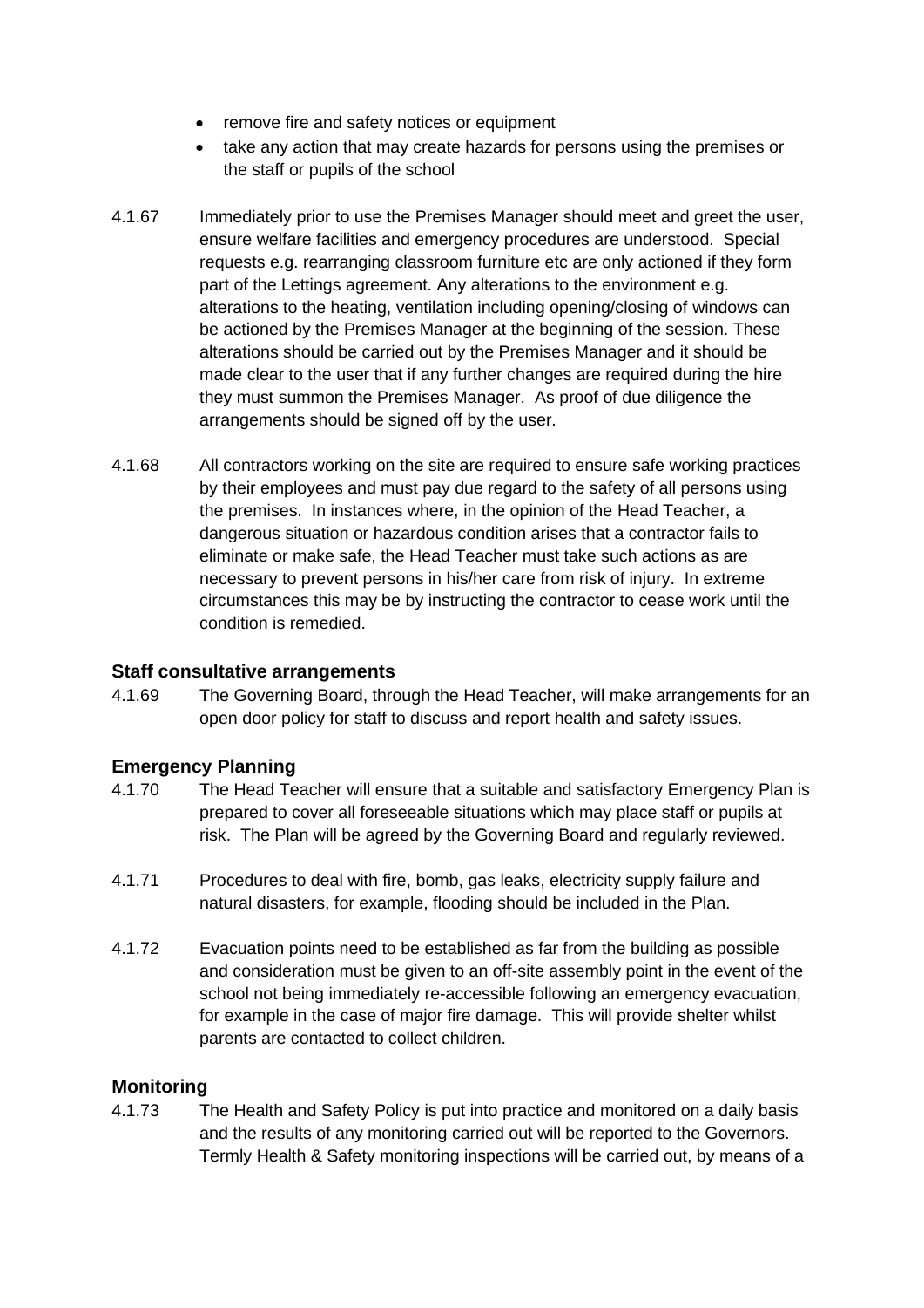- remove fire and safety notices or equipment
- take any action that may create hazards for persons using the premises or the staff or pupils of the school

4.1.67 Immediately prior to use the Premises Manager should meet and greet the user, ensure welfare facilities and emergency procedures are understood. Special requests e.g. rearranging classroom furniture etc are only actioned if they form part of the Lettings agreement. Any alterations to the environment e.g. alterations to the heating, ventilation including opening/closing of windows can be actioned by the Premises Manager at the beginning of the session. These alterations should be carried out by the Premises Manager and it should be made clear to the user that if any further changes are required during the hire they must summon the Premises Manager. As proof of due diligence the arrangements should be signed off by the user.

4.1.68 All contractors working on the site are required to ensure safe working practices by their employees and must pay due regard to the safety of all persons using the premises. In instances where, in the opinion of the Head Teacher, a dangerous situation or hazardous condition arises that a contractor fails to eliminate or make safe, the Head Teacher must take such actions as are necessary to prevent persons in his/her care from risk of injury. In extreme circumstances this may be by instructing the contractor to cease work until the condition is remedied.

### Staff consultative arrangements

4.1.69 The Governing Board, through the Head Teacher, will make arrangements for an open door policy for staff to discuss and report health and safety issues.

### Emergency Planning

4.1.70 The Head Teacher will ensure that a suitable and satisfactory Emergency Plan is prepared to cover all foreseeable situations which may place staff or pupils at risk. The Plan will be agreed by the Governing Board and regularly reviewed.

4.1.71 Procedures to deal with fire, bomb, gas leaks, electricity supply failure and natural disasters, for example, flooding should be included in the Plan.

4.1.72 Evacuation points need to be established as far from the building as possible and consideration must be given to an off-site assembly point in the event of the school not being immediately re-accessible following an emergency evacuation, for example in the case of major fire damage. This will provide shelter whilst parents are contacted to collect children.

### Monitoring

4.1.73 The Health and Safety Policy is put into practice and monitored on a daily basis and the results of any monitoring carried out will be reported to the Governors. Termly Health & Safety monitoring inspections will be carried out, by means of a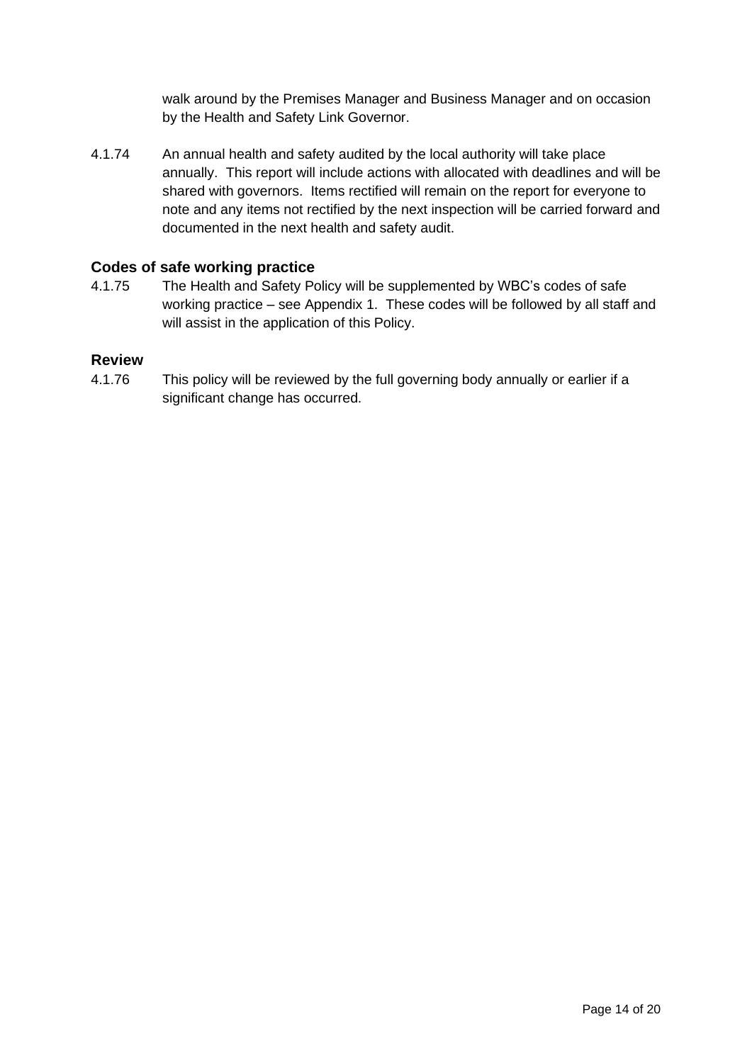walk around by the Premises Manager and Business Manager and on occasion by the Health and Safety Link Governor.

4.1.74 An annual health and safety audited by the local authority will take place annually. This report will include actions with allocated with deadlines and will be shared with governors. Items rectified will remain on the report for everyone to note and any items not rectified by the next inspection will be carried forward and documented in the next health and safety audit.

## Codes of safe working practice

4.1.75 The Health and Safety Policy will be supplemented by WBC's codes of safe working practice – see Appendix 1. These codes will be followed by all staff and will assist in the application of this Policy.

## Review

4.1.76 This policy will be reviewed by the full governing body annually or earlier if a significant change has occurred.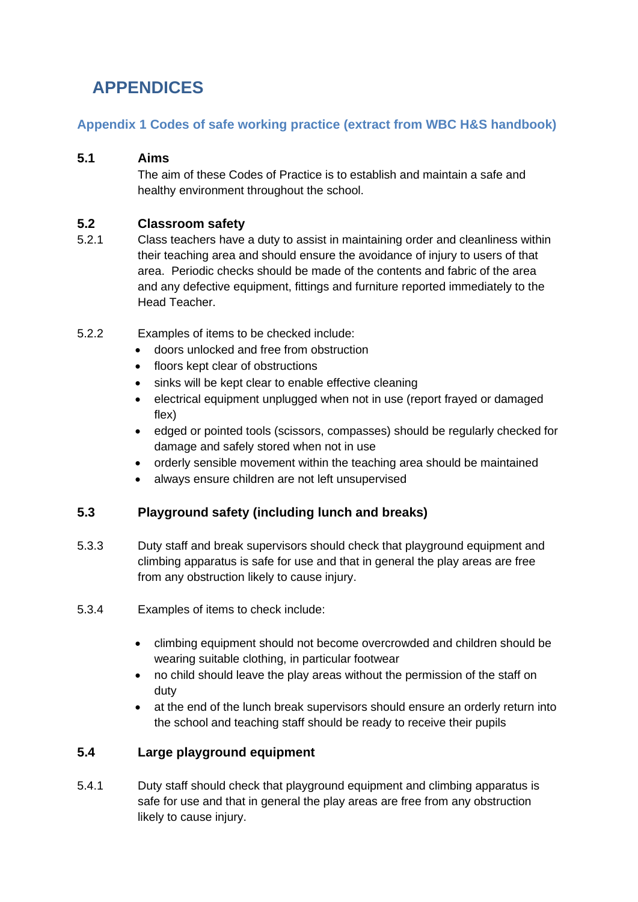# APPENDICES

## Appendix 1 Codes of safe working practice (extract from WBC H&S handbook)

### 5.1 Aims

The aim of these Codes of Practice is to establish and maintain a safe and healthy environment throughout the school.

### 5.2 Classroom safety

5.2.1 Class teachers have a duty to assist in maintaining order and cleanliness within their teaching area and should ensure the avoidance of injury to users of that area. Periodic checks should be made of the contents and fabric of the area and any defective equipment, fittings and furniture reported immediately to the Head Teacher.

5.2.2 Examples of items to be checked include:

- doors unlocked and free from obstruction
- floors kept clear of obstructions
- sinks will be kept clear to enable effective cleaning
- electrical equipment unplugged when not in use (report frayed or damaged flex)
- edged or pointed tools (scissors, compasses) should be regularly checked for damage and safely stored when not in use
- orderly sensible movement within the teaching area should be maintained
- always ensure children are not left unsupervised

### 5.3 Playground safety (including lunch and breaks)

5.3.3 Duty staff and break supervisors should check that playground equipment and climbing apparatus is safe for use and that in general the play areas are free from any obstruction likely to cause injury.

5.3.4 Examples of items to check include:

- climbing equipment should not become overcrowded and children should be wearing suitable clothing, in particular footwear
- no child should leave the play areas without the permission of the staff on duty
- at the end of the lunch break supervisors should ensure an orderly return into the school and teaching staff should be ready to receive their pupils

### 5.4 Large playground equipment

5.4.1 Duty staff should check that playground equipment and climbing apparatus is safe for use and that in general the play areas are free from any obstruction likely to cause injury.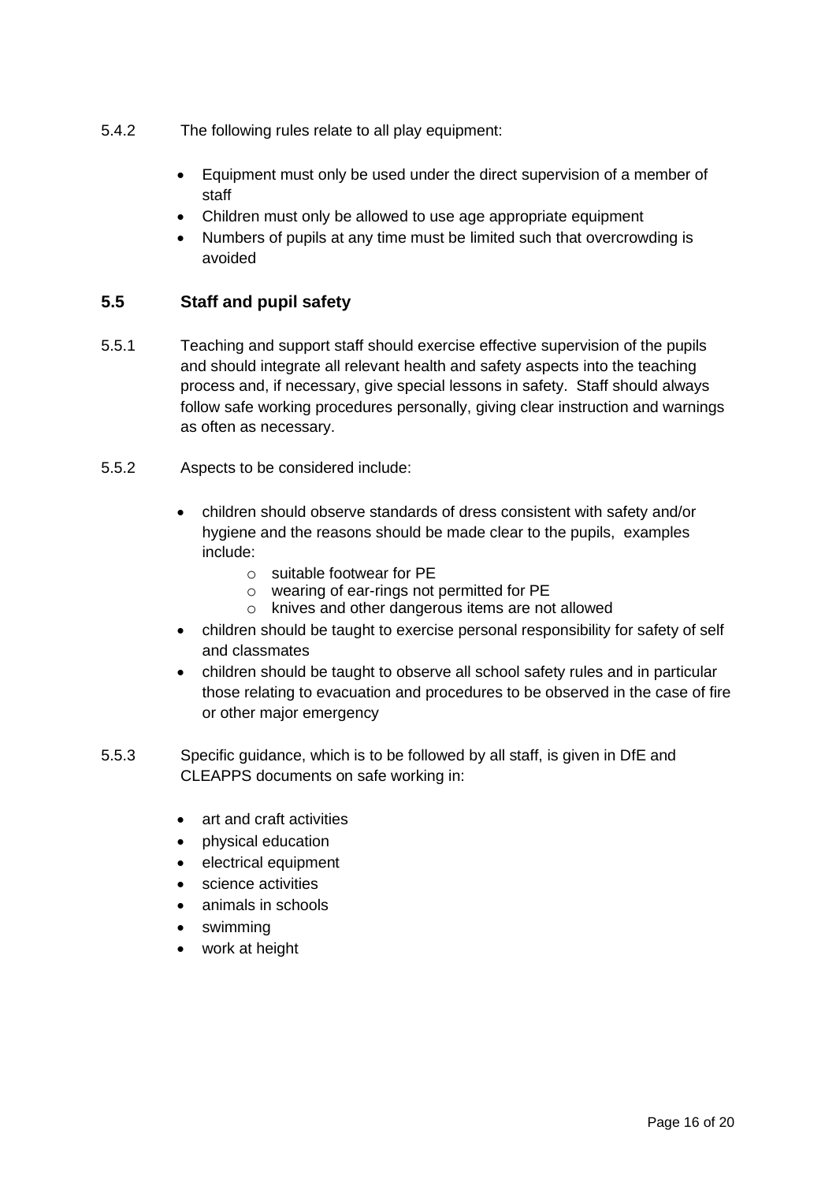5.4.2 The following rules relate to all play equipment:

- Equipment must only be used under the direct supervision of a member of staff
- Children must only be allowed to use age appropriate equipment
- Numbers of pupils at any time must be limited such that overcrowding is avoided

## 5.5 Staff and pupil safety

5.5.1 Teaching and support staff should exercise effective supervision of the pupils and should integrate all relevant health and safety aspects into the teaching process and, if necessary, give special lessons in safety. Staff should always follow safe working procedures personally, giving clear instruction and warnings as often as necessary.

5.5.2 Aspects to be considered include:

- children should observe standards of dress consistent with safety and/or hygiene and the reasons should be made clear to the pupils, examples include:
  - suitable footwear for PE
  - wearing of ear-rings not permitted for PE
  - knives and other dangerous items are not allowed
- children should be taught to exercise personal responsibility for safety of self and classmates
- children should be taught to observe all school safety rules and in particular those relating to evacuation and procedures to be observed in the case of fire or other major emergency

5.5.3 Specific guidance, which is to be followed by all staff, is given in DfE and CLEAPPS documents on safe working in:

- art and craft activities
- physical education
- electrical equipment
- science activities
- animals in schools
- swimming
- work at height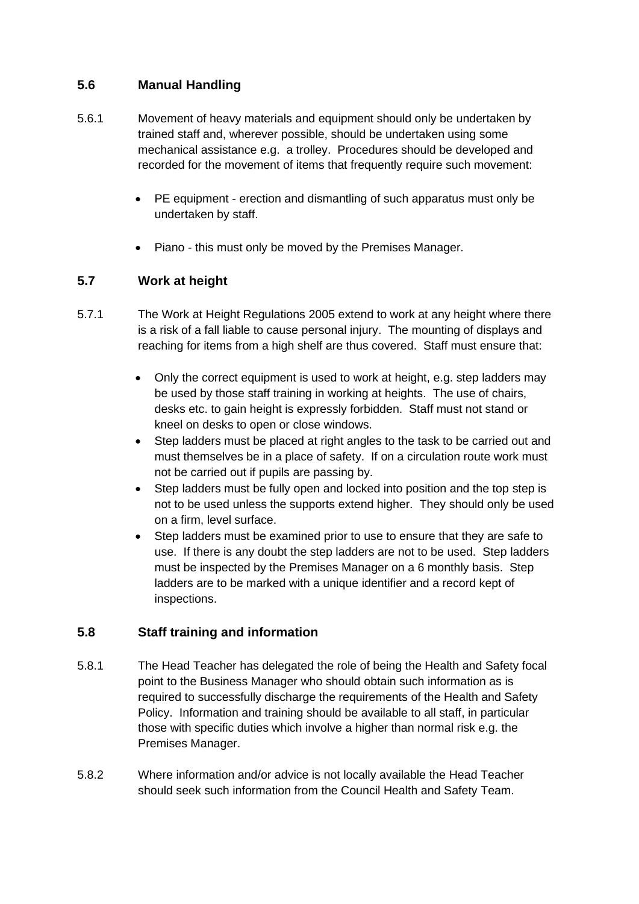## 5.6 Manual Handling

5.6.1 Movement of heavy materials and equipment should only be undertaken by trained staff and, wherever possible, should be undertaken using some mechanical assistance e.g. a trolley. Procedures should be developed and recorded for the movement of items that frequently require such movement:

- PE equipment - erection and dismantling of such apparatus must only be undertaken by staff.
- Piano - this must only be moved by the Premises Manager.

## 5.7 Work at height

5.7.1 The Work at Height Regulations 2005 extend to work at any height where there is a risk of a fall liable to cause personal injury. The mounting of displays and reaching for items from a high shelf are thus covered. Staff must ensure that:

- Only the correct equipment is used to work at height, e.g. step ladders may be used by those staff training in working at heights. The use of chairs, desks etc. to gain height is expressly forbidden. Staff must not stand or kneel on desks to open or close windows.
- Step ladders must be placed at right angles to the task to be carried out and must themselves be in a place of safety. If on a circulation route work must not be carried out if pupils are passing by.
- Step ladders must be fully open and locked into position and the top step is not to be used unless the supports extend higher. They should only be used on a firm, level surface.
- Step ladders must be examined prior to use to ensure that they are safe to use. If there is any doubt the step ladders are not to be used. Step ladders must be inspected by the Premises Manager on a 6 monthly basis. Step ladders are to be marked with a unique identifier and a record kept of inspections.

## 5.8 Staff training and information

5.8.1 The Head Teacher has delegated the role of being the Health and Safety focal point to the Business Manager who should obtain such information as is required to successfully discharge the requirements of the Health and Safety Policy. Information and training should be available to all staff, in particular those with specific duties which involve a higher than normal risk e.g. the Premises Manager.

5.8.2 Where information and/or advice is not locally available the Head Teacher should seek such information from the Council Health and Safety Team.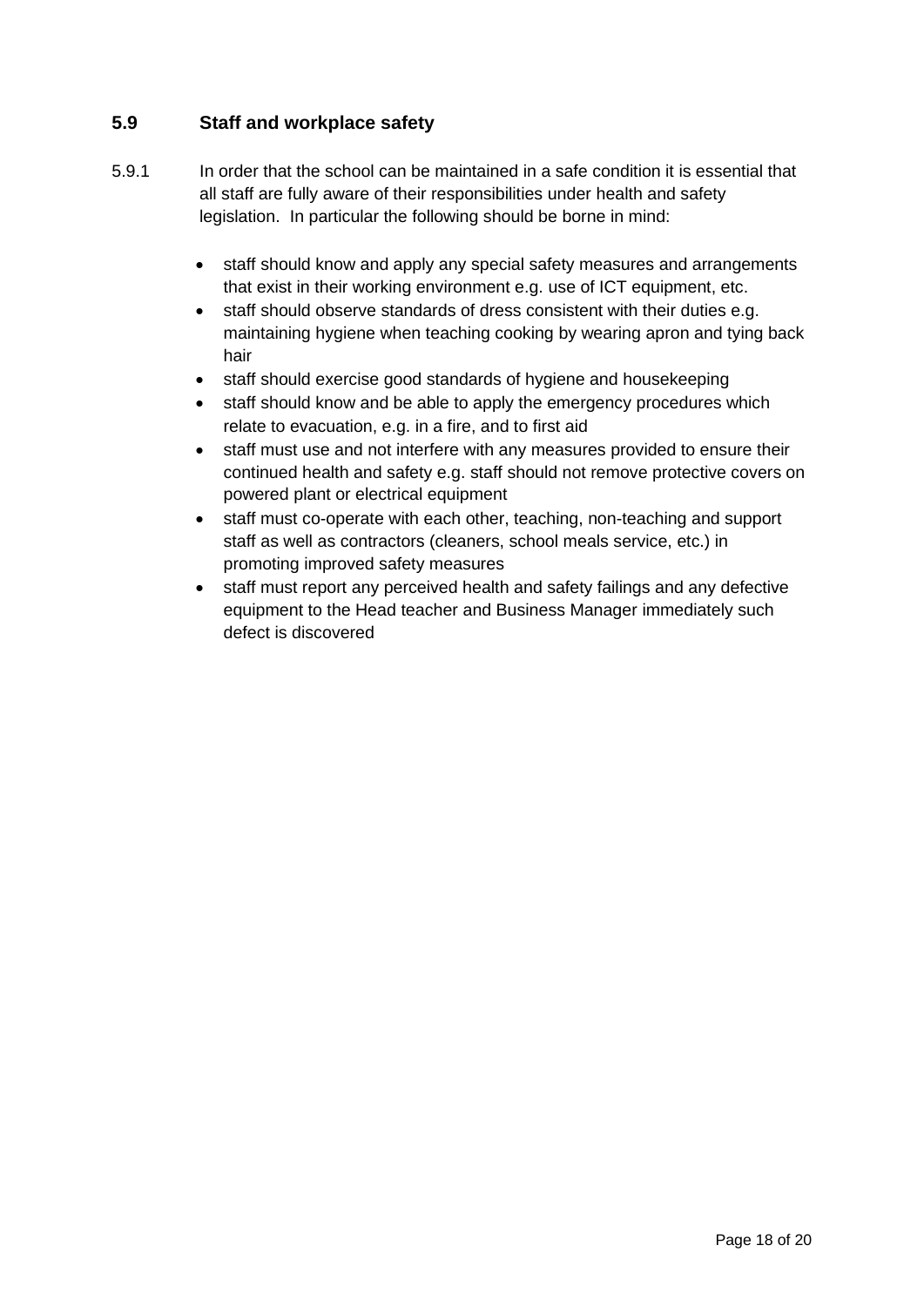## 5.9 Staff and workplace safety

5.9.1 In order that the school can be maintained in a safe condition it is essential that all staff are fully aware of their responsibilities under health and safety legislation. In particular the following should be borne in mind:

- staff should know and apply any special safety measures and arrangements that exist in their working environment e.g. use of ICT equipment, etc.
- staff should observe standards of dress consistent with their duties e.g. maintaining hygiene when teaching cooking by wearing apron and tying back hair
- staff should exercise good standards of hygiene and housekeeping
- staff should know and be able to apply the emergency procedures which relate to evacuation, e.g. in a fire, and to first aid
- staff must use and not interfere with any measures provided to ensure their continued health and safety e.g. staff should not remove protective covers on powered plant or electrical equipment
- staff must co-operate with each other, teaching, non-teaching and support staff as well as contractors (cleaners, school meals service, etc.) in promoting improved safety measures
- staff must report any perceived health and safety failings and any defective equipment to the Head teacher and Business Manager immediately such defect is discovered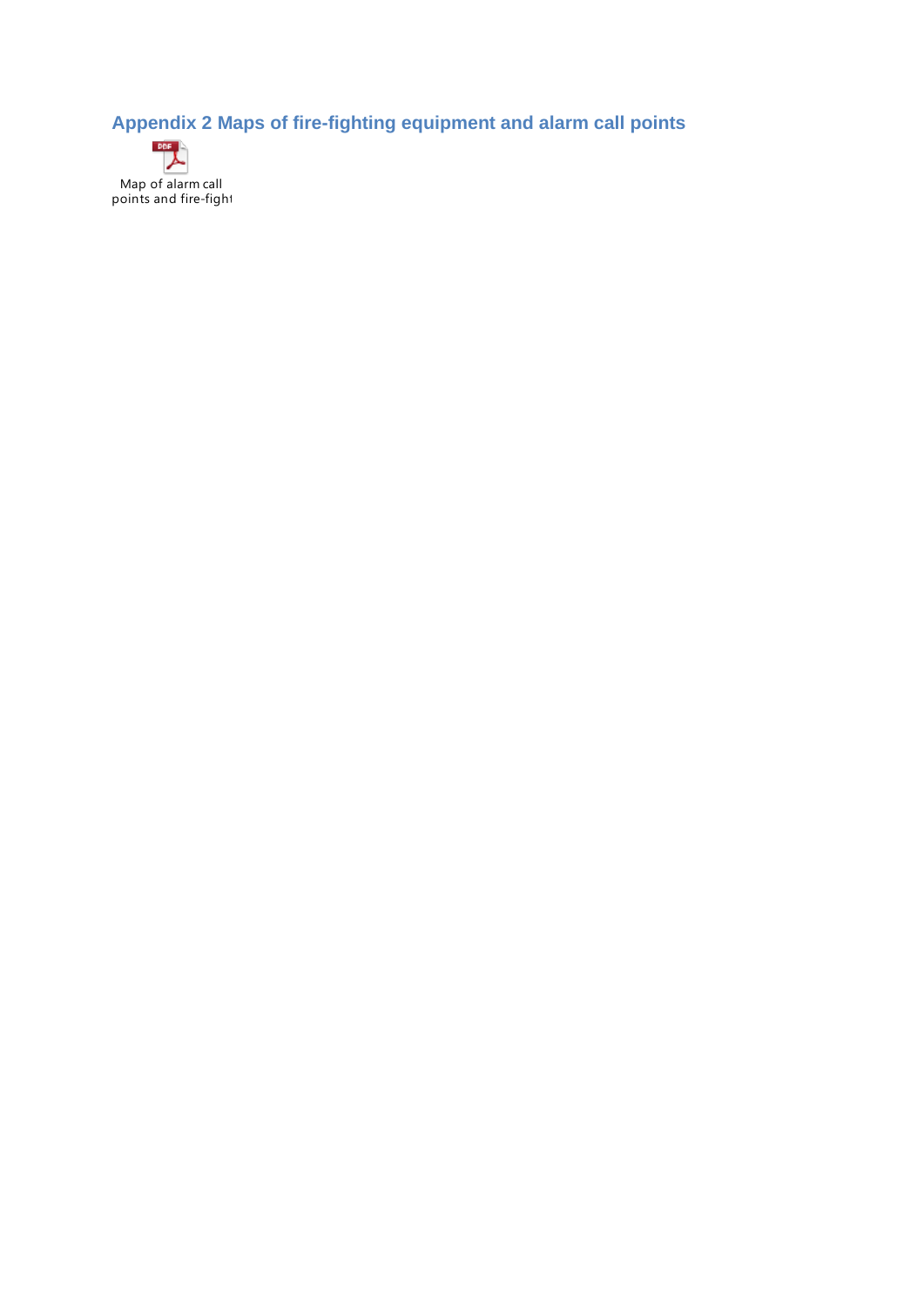## Appendix 2 Maps of fire-fighting equipment and alarm call points

Map of alarm call points and fire-fight